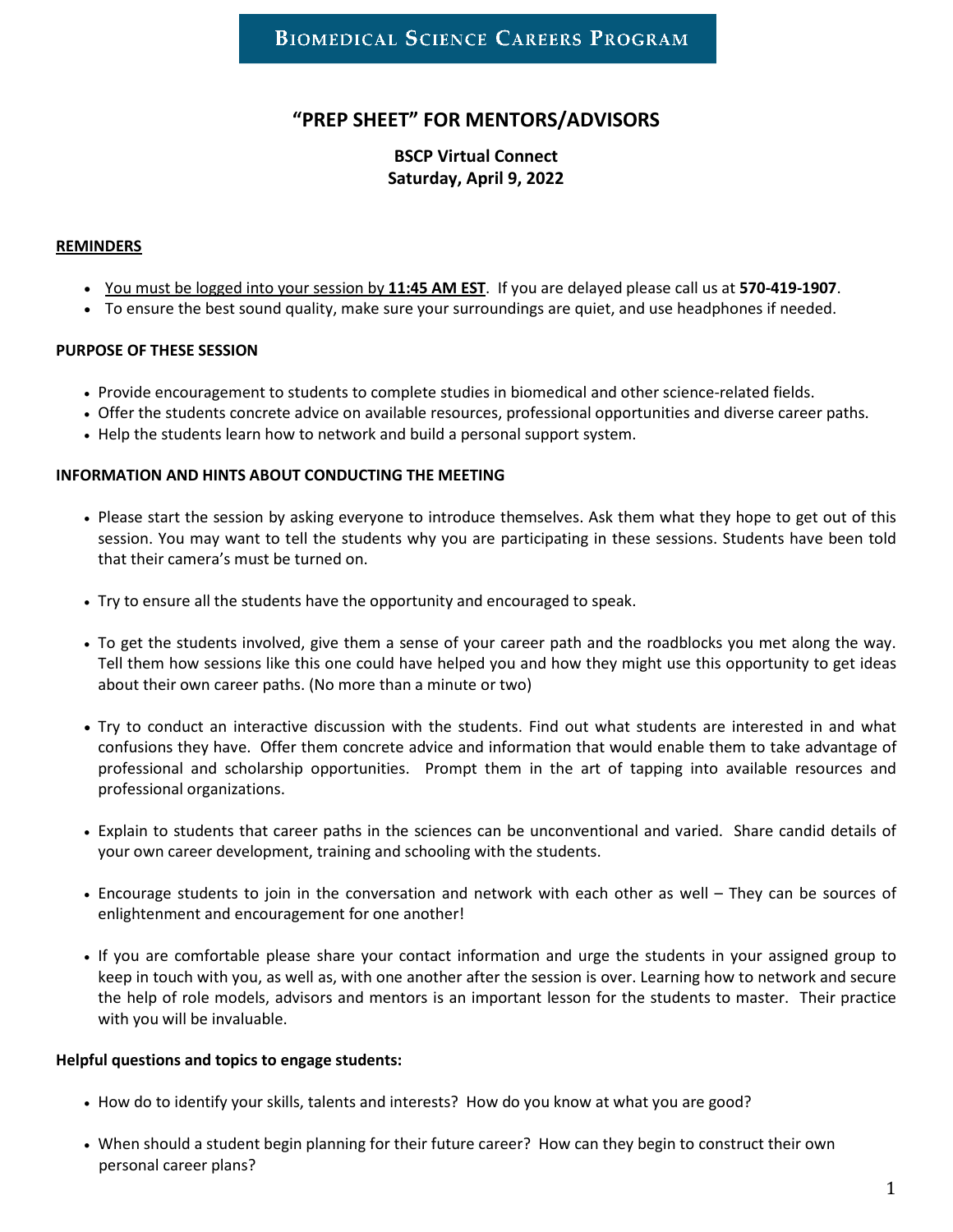# BIOMEDICAL SCIENCE CAREERS PROGRAM

## "PREP SHEET" FOR MENTORS/ADVISORS

**BSCP Virtual Connect**
**Saturday, April 9, 2022**

### REMINDERS

- You must be logged into your session by **11:45 AM EST**. If you are delayed please call us at **570-419-1907**.
- To ensure the best sound quality, make sure your surroundings are quiet, and use headphones if needed.

### PURPOSE OF THESE SESSION

- Provide encouragement to students to complete studies in biomedical and other science-related fields.
- Offer the students concrete advice on available resources, professional opportunities and diverse career paths.
- Help the students learn how to network and build a personal support system.

### INFORMATION AND HINTS ABOUT CONDUCTING THE MEETING

- Please start the session by asking everyone to introduce themselves. Ask them what they hope to get out of this session. You may want to tell the students why you are participating in these sessions. Students have been told that their camera's must be turned on.
- Try to ensure all the students have the opportunity and encouraged to speak.
- To get the students involved, give them a sense of your career path and the roadblocks you met along the way. Tell them how sessions like this one could have helped you and how they might use this opportunity to get ideas about their own career paths. (No more than a minute or two)
- Try to conduct an interactive discussion with the students. Find out what students are interested in and what confusions they have. Offer them concrete advice and information that would enable them to take advantage of professional and scholarship opportunities. Prompt them in the art of tapping into available resources and professional organizations.
- Explain to students that career paths in the sciences can be unconventional and varied. Share candid details of your own career development, training and schooling with the students.
- Encourage students to join in the conversation and network with each other as well – They can be sources of enlightenment and encouragement for one another!
- If you are comfortable please share your contact information and urge the students in your assigned group to keep in touch with you, as well as, with one another after the session is over. Learning how to network and secure the help of role models, advisors and mentors is an important lesson for the students to master. Their practice with you will be invaluable.

**Helpful questions and topics to engage students:**

- How do to identify your skills, talents and interests? How do you know at what you are good?
- When should a student begin planning for their future career? How can they begin to construct their own personal career plans?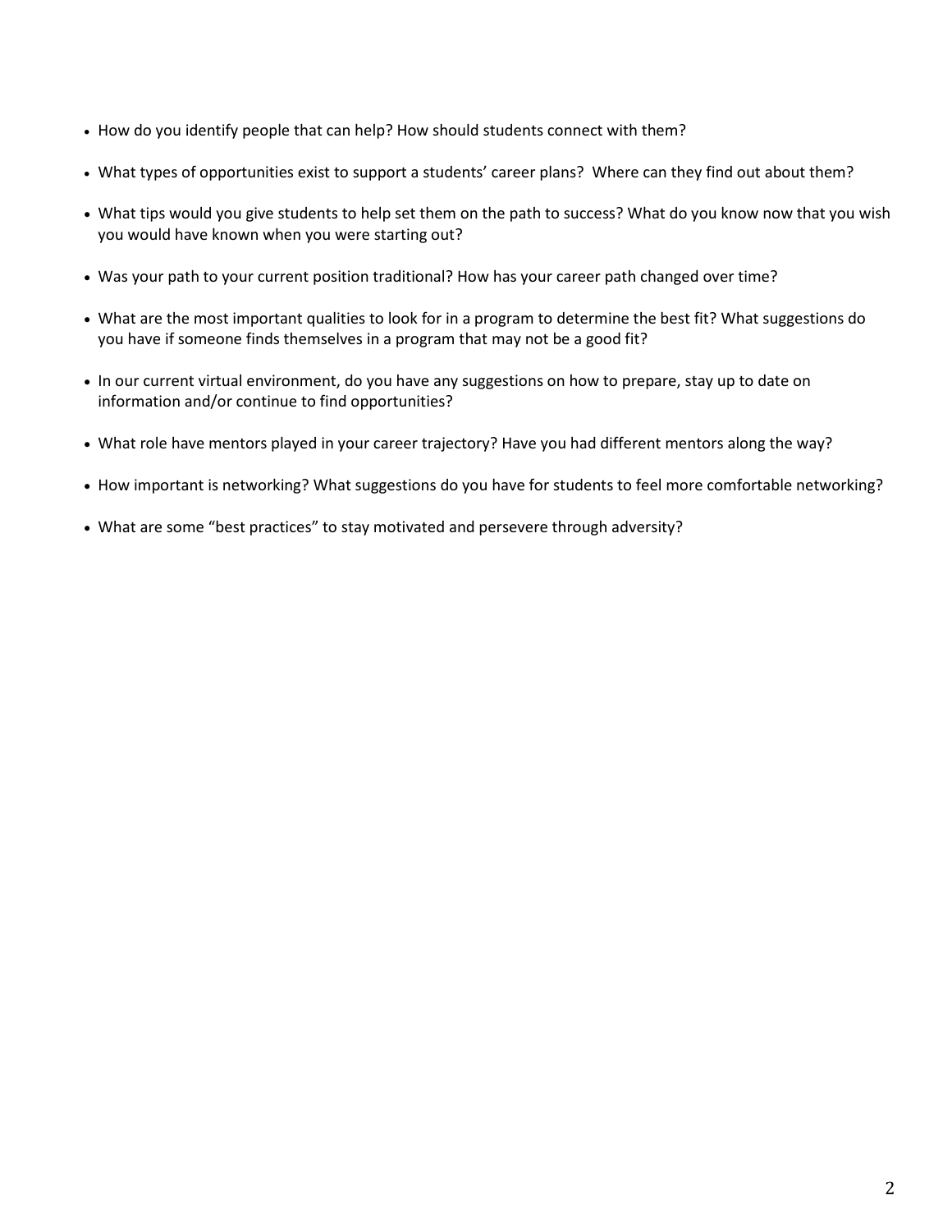- How do you identify people that can help? How should students connect with them?
- What types of opportunities exist to support a students' career plans? Where can they find out about them?
- What tips would you give students to help set them on the path to success? What do you know now that you wish you would have known when you were starting out?
- Was your path to your current position traditional? How has your career path changed over time?
- What are the most important qualities to look for in a program to determine the best fit? What suggestions do you have if someone finds themselves in a program that may not be a good fit?
- In our current virtual environment, do you have any suggestions on how to prepare, stay up to date on information and/or continue to find opportunities?
- What role have mentors played in your career trajectory? Have you had different mentors along the way?
- How important is networking? What suggestions do you have for students to feel more comfortable networking?
- What are some "best practices" to stay motivated and persevere through adversity?